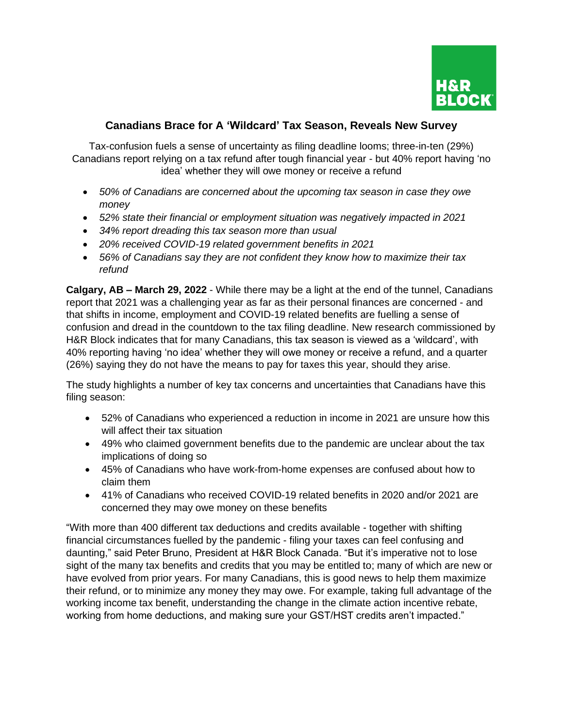# Canadians Brace for A 'Wildcard' Tax Season, Reveals New Survey

Tax-confusion fuels a sense of uncertainty as filing deadline looms; three-in-ten (29%) Canadians report relying on a tax refund after tough financial year - but 40% report having 'no idea' whether they will owe money or receive a refund

- *50% of Canadians are concerned about the upcoming tax season in case they owe money*
- *52% state their financial or employment situation was negatively impacted in 2021*
- *34% report dreading this tax season more than usual*
- *20% received COVID-19 related government benefits in 2021*
- *56% of Canadians say they are not confident they know how to maximize their tax refund*

**Calgary, AB – March 29, 2022** - While there may be a light at the end of the tunnel, Canadians report that 2021 was a challenging year as far as their personal finances are concerned - and that shifts in income, employment and COVID-19 related benefits are fuelling a sense of confusion and dread in the countdown to the tax filing deadline. New research commissioned by H&R Block indicates that for many Canadians, this tax season is viewed as a 'wildcard', with 40% reporting having 'no idea' whether they will owe money or receive a refund, and a quarter (26%) saying they do not have the means to pay for taxes this year, should they arise.

The study highlights a number of key tax concerns and uncertainties that Canadians have this filing season:

- 52% of Canadians who experienced a reduction in income in 2021 are unsure how this will affect their tax situation
- 49% who claimed government benefits due to the pandemic are unclear about the tax implications of doing so
- 45% of Canadians who have work-from-home expenses are confused about how to claim them
- 41% of Canadians who received COVID-19 related benefits in 2020 and/or 2021 are concerned they may owe money on these benefits

"With more than 400 different tax deductions and credits available - together with shifting financial circumstances fuelled by the pandemic - filing your taxes can feel confusing and daunting," said Peter Bruno, President at H&R Block Canada. "But it's imperative not to lose sight of the many tax benefits and credits that you may be entitled to; many of which are new or have evolved from prior years. For many Canadians, this is good news to help them maximize their refund, or to minimize any money they may owe. For example, taking full advantage of the working income tax benefit, understanding the change in the climate action incentive rebate, working from home deductions, and making sure your GST/HST credits aren't impacted."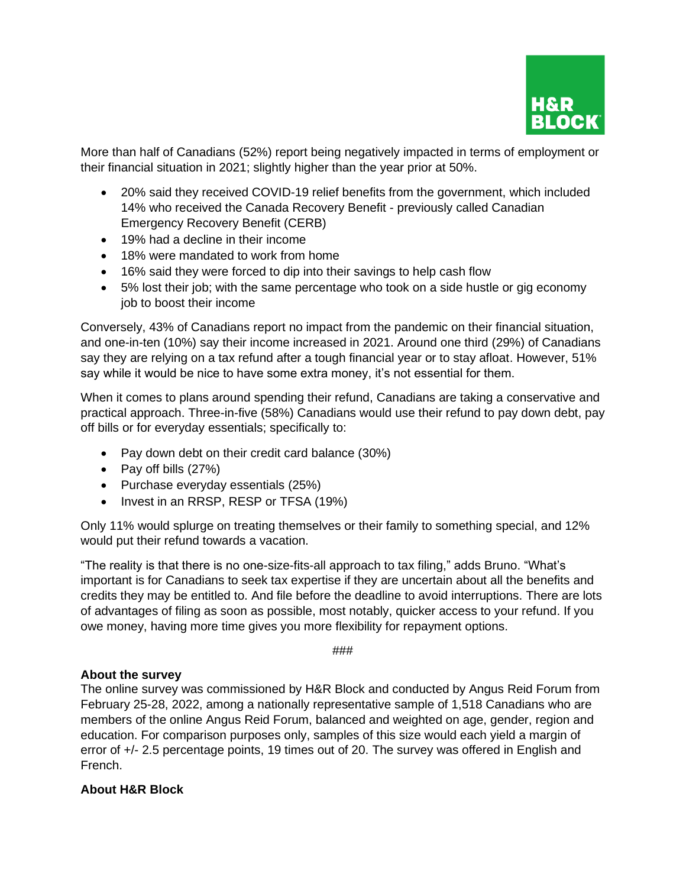More than half of Canadians (52%) report being negatively impacted in terms of employment or their financial situation in 2021; slightly higher than the year prior at 50%.

- 20% said they received COVID-19 relief benefits from the government, which included 14% who received the Canada Recovery Benefit - previously called Canadian Emergency Recovery Benefit (CERB)
- 19% had a decline in their income
- 18% were mandated to work from home
- 16% said they were forced to dip into their savings to help cash flow
- 5% lost their job; with the same percentage who took on a side hustle or gig economy job to boost their income

Conversely, 43% of Canadians report no impact from the pandemic on their financial situation, and one-in-ten (10%) say their income increased in 2021. Around one third (29%) of Canadians say they are relying on a tax refund after a tough financial year or to stay afloat. However, 51% say while it would be nice to have some extra money, it's not essential for them.

When it comes to plans around spending their refund, Canadians are taking a conservative and practical approach. Three-in-five (58%) Canadians would use their refund to pay down debt, pay off bills or for everyday essentials; specifically to:

- Pay down debt on their credit card balance (30%)
- Pay off bills (27%)
- Purchase everyday essentials (25%)
- Invest in an RRSP, RESP or TFSA (19%)

Only 11% would splurge on treating themselves or their family to something special, and 12% would put their refund towards a vacation.

"The reality is that there is no one-size-fits-all approach to tax filing," adds Bruno. "What's important is for Canadians to seek tax expertise if they are uncertain about all the benefits and credits they may be entitled to. And file before the deadline to avoid interruptions. There are lots of advantages of filing as soon as possible, most notably, quicker access to your refund. If you owe money, having more time gives you more flexibility for repayment options.

###

**About the survey**
The online survey was commissioned by H&R Block and conducted by Angus Reid Forum from February 25-28, 2022, among a nationally representative sample of 1,518 Canadians who are members of the online Angus Reid Forum, balanced and weighted on age, gender, region and education. For comparison purposes only, samples of this size would each yield a margin of error of +/- 2.5 percentage points, 19 times out of 20. The survey was offered in English and French.

**About H&R Block**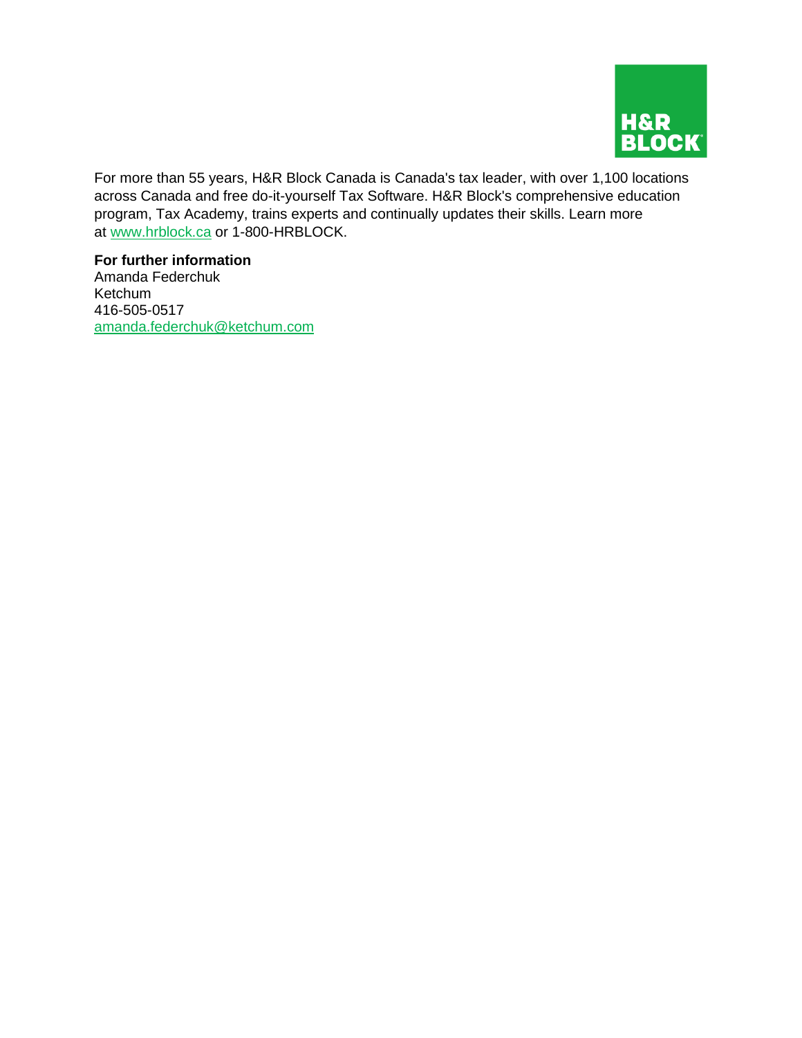For more than 55 years, H&R Block Canada is Canada's tax leader, with over 1,100 locations across Canada and free do-it-yourself Tax Software. H&R Block's comprehensive education program, Tax Academy, trains experts and continually updates their skills. Learn more at www.hrblock.ca or 1-800-HRBLOCK.

**For further information**
Amanda Federchuk
Ketchum
416-505-0517
amanda.federchuk@ketchum.com